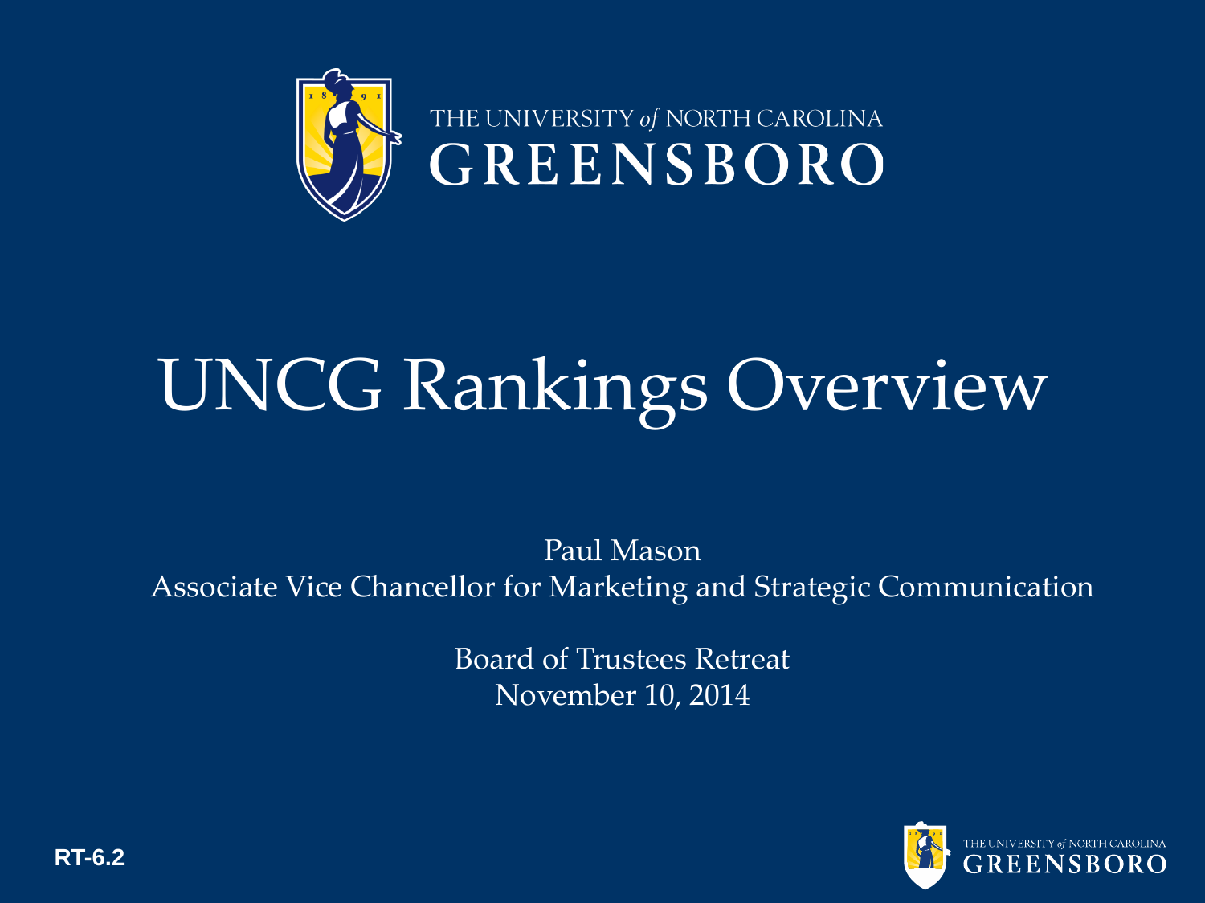THE UNIVERSITY *of* NORTH CAROLINA
GREENSBORO

# UNCG Rankings Overview

Paul Mason
Associate Vice Chancellor for Marketing and Strategic Communication

Board of Trustees Retreat
November 10, 2014

RT-6.2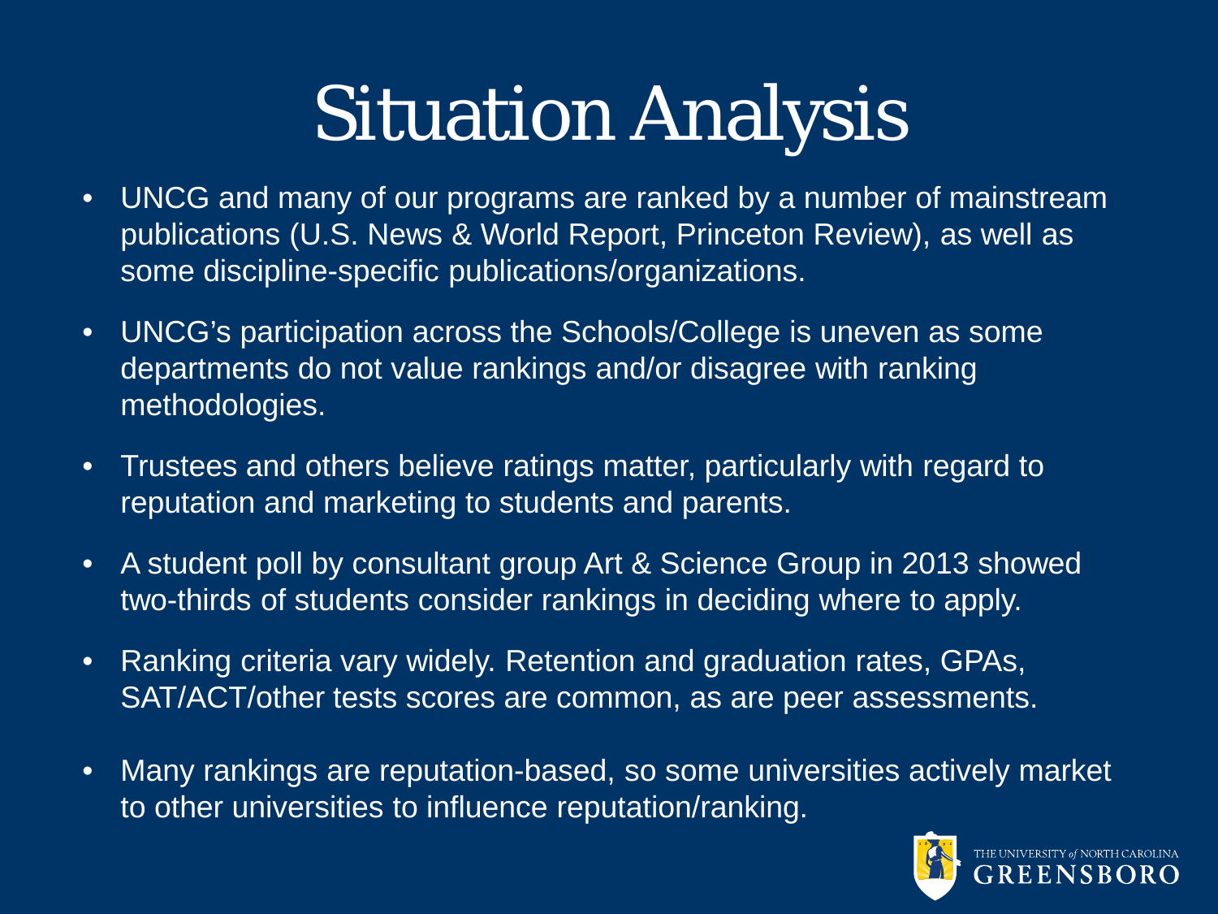# Situation Analysis

- UNCG and many of our programs are ranked by a number of mainstream publications (U.S. News & World Report, Princeton Review), as well as some discipline-specific publications/organizations.
- UNCG's participation across the Schools/College is uneven as some departments do not value rankings and/or disagree with ranking methodologies.
- Trustees and others believe ratings matter, particularly with regard to reputation and marketing to students and parents.
- A student poll by consultant group Art & Science Group in 2013 showed two-thirds of students consider rankings in deciding where to apply.
- Ranking criteria vary widely. Retention and graduation rates, GPAs, SAT/ACT/other tests scores are common, as are peer assessments.
- Many rankings are reputation-based, so some universities actively market to other universities to influence reputation/ranking.

THE UNIVERSITY *of* NORTH CAROLINA
GREENSBORO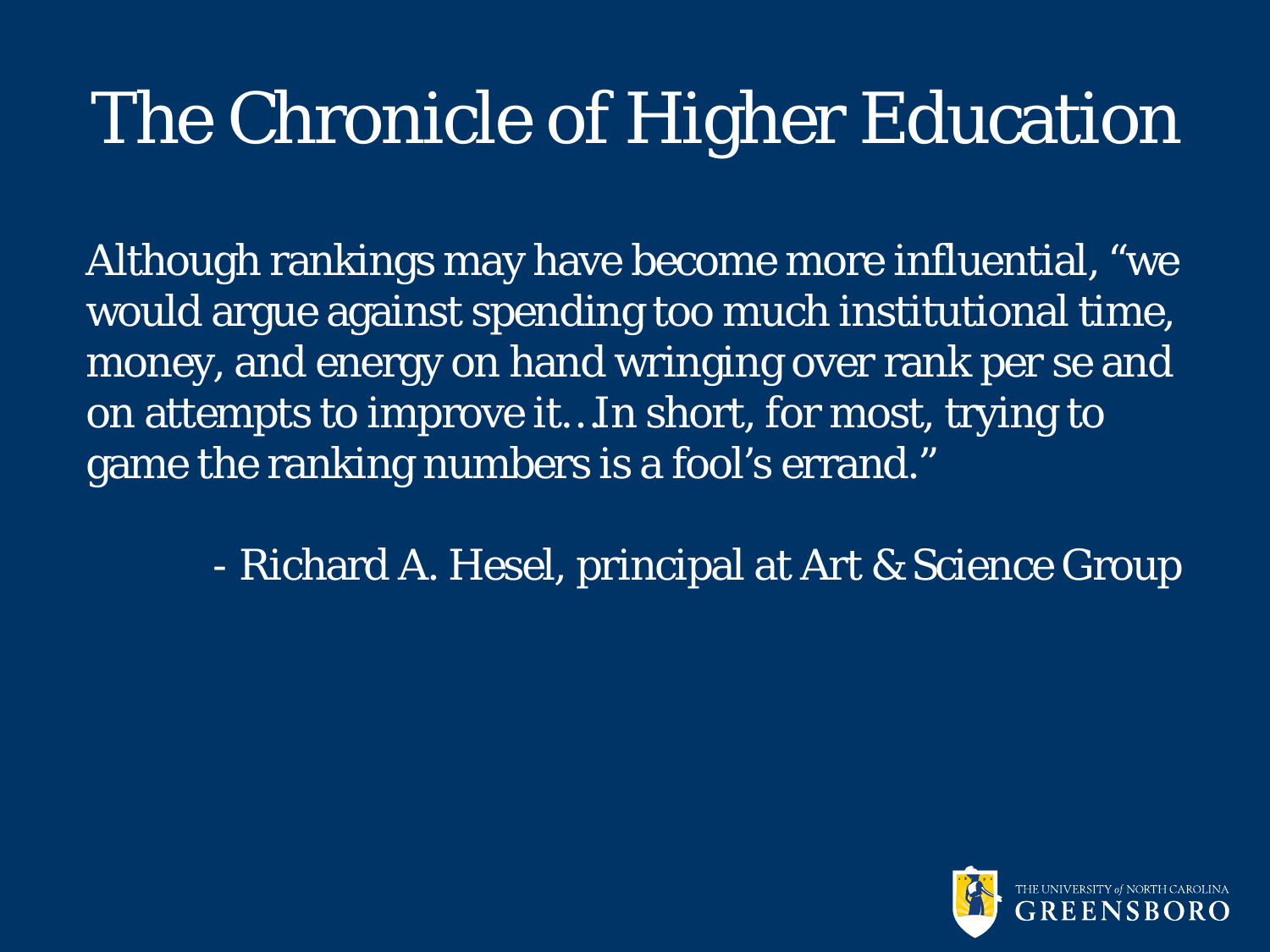# The Chronicle of Higher Education

Although rankings may have become more influential, "we would argue against spending too much institutional time, money, and energy on hand wringing over rank per se and on attempts to improve it…In short, for most, trying to game the ranking numbers is a fool's errand."

- Richard A. Hesel, principal at Art & Science Group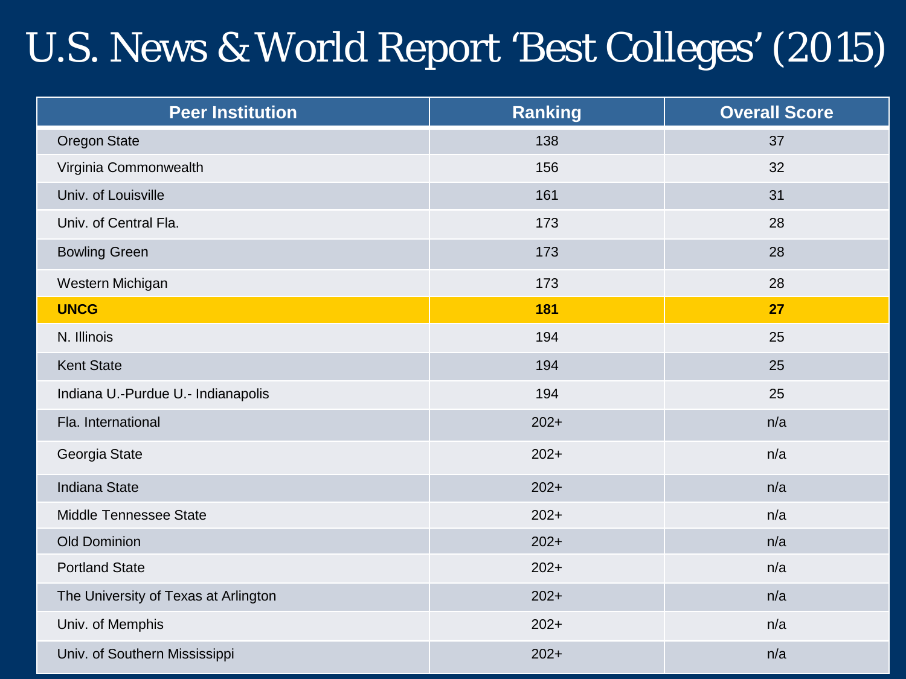# U.S. News & World Report 'Best Colleges' (2015)

| Peer Institution | Ranking | Overall Score |
| --- | --- | --- |
| Oregon State | 138 | 37 |
| Virginia Commonwealth | 156 | 32 |
| Univ. of Louisville | 161 | 31 |
| Univ. of Central Fla. | 173 | 28 |
| Bowling Green | 173 | 28 |
| Western Michigan | 173 | 28 |
| **UNCG** | **181** | **27** |
| N. Illinois | 194 | 25 |
| Kent State | 194 | 25 |
| Indiana U.-Purdue U.- Indianapolis | 194 | 25 |
| Fla. International | 202+ | n/a |
| Georgia State | 202+ | n/a |
| Indiana State | 202+ | n/a |
| Middle Tennessee State | 202+ | n/a |
| Old Dominion | 202+ | n/a |
| Portland State | 202+ | n/a |
| The University of Texas at Arlington | 202+ | n/a |
| Univ. of Memphis | 202+ | n/a |
| Univ. of Southern Mississippi | 202+ | n/a |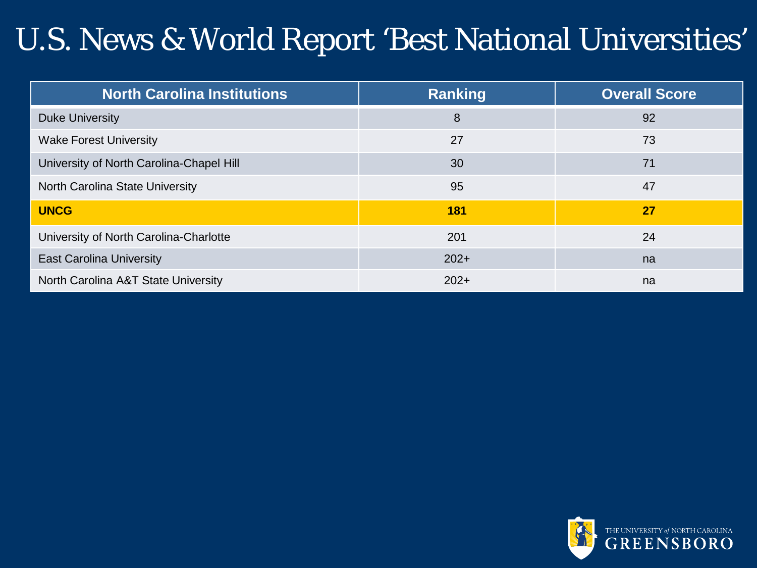# U.S. News & World Report 'Best National Universities'

| North Carolina Institutions | Ranking | Overall Score |
|---|---|---|
| Duke University | 8 | 92 |
| Wake Forest University | 27 | 73 |
| University of North Carolina-Chapel Hill | 30 | 71 |
| North Carolina State University | 95 | 47 |
| **UNCG** | **181** | **27** |
| University of North Carolina-Charlotte | 201 | 24 |
| East Carolina University | 202+ | na |
| North Carolina A&T State University | 202+ | na |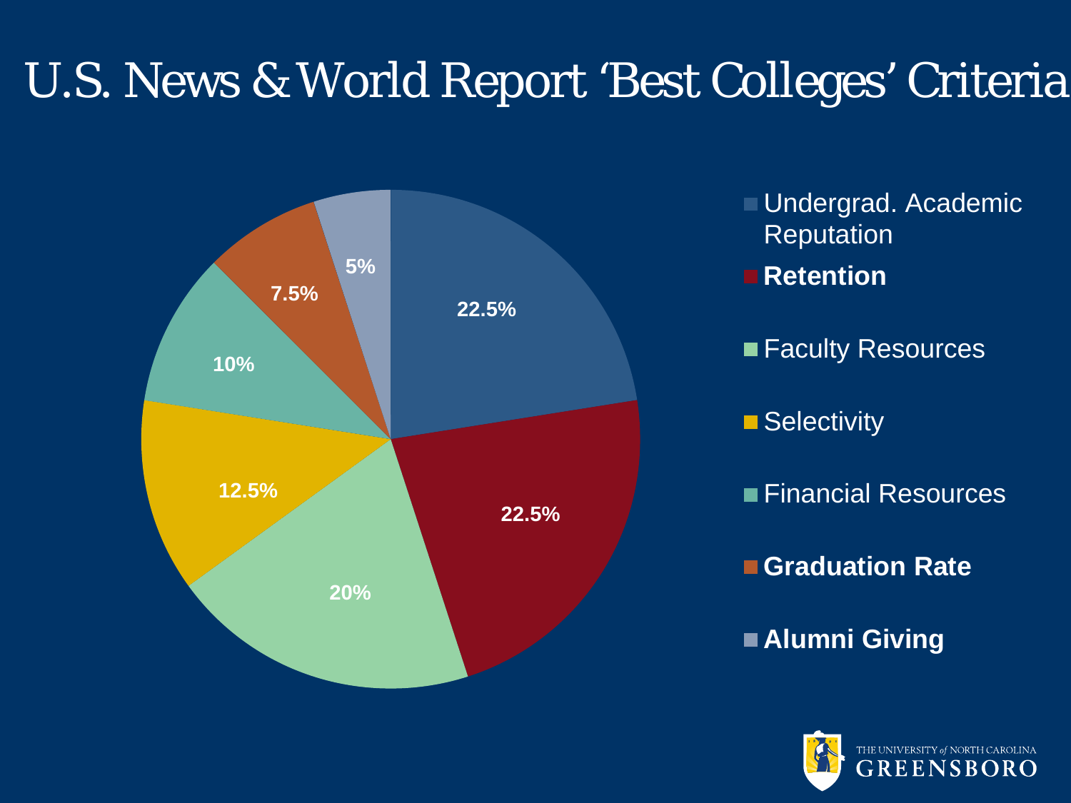# U.S. News & World Report 'Best Colleges' Criteria

| Criteria | Weight |
|---|---|
| Undergrad. Academic Reputation | 22.5% |
| **Retention** | 22.5% |
| Faculty Resources | 20% |
| Selectivity | 12.5% |
| Financial Resources | 10% |
| **Graduation Rate** | 7.5% |
| **Alumni Giving** | 5% |

THE UNIVERSITY *of* NORTH CAROLINA GREENSBORO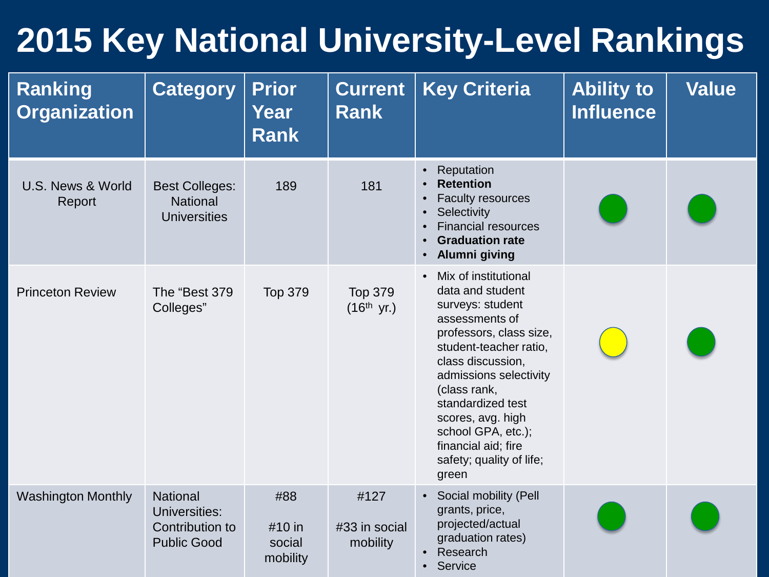# 2015 Key National University-Level Rankings

| Ranking Organization | Category | Prior Year Rank | Current Rank | Key Criteria | Ability to Influence | Value |
|---|---|---|---|---|---|---|
| U.S. News & World Report | Best Colleges: National Universities | 189 | 181 | • Reputation<br>• **Retention**<br>• Faculty resources<br>• Selectivity<br>• Financial resources<br>• **Graduation rate**<br>• **Alumni giving** | Green | Green |
| Princeton Review | The "Best 379 Colleges" | Top 379 | Top 379 (16th yr.) | • Mix of institutional data and student surveys: student assessments of professors, class size, student-teacher ratio, class discussion, admissions selectivity (class rank, standardized test scores, avg. high school GPA, etc.); financial aid; fire safety; quality of life; green | Yellow | Green |
| Washington Monthly | National Universities: Contribution to Public Good | #88<br>#10 in social mobility | #127<br>#33 in social mobility | • Social mobility (Pell grants, price, projected/actual graduation rates)<br>• Research<br>• Service | Green | Green |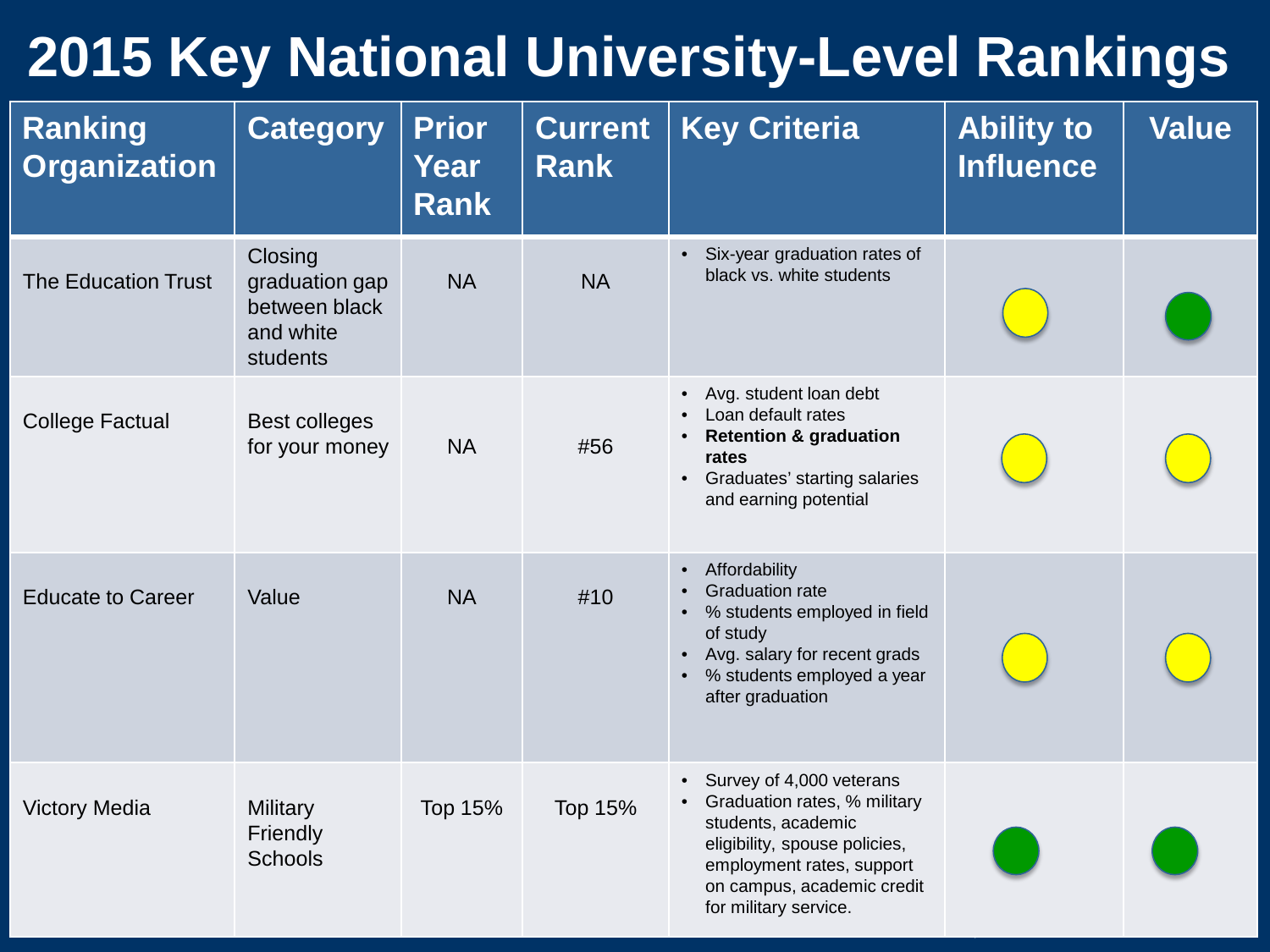# 2015 Key National University-Level Rankings

| Ranking Organization | Category | Prior Year Rank | Current Rank | Key Criteria | Ability to Influence | Value |
|---|---|---|---|---|---|---|
| The Education Trust | Closing graduation gap between black and white students | NA | NA | • Six-year graduation rates of black vs. white students | [Yellow] | [Green] |
| College Factual | Best colleges for your money | NA | #56 | • Avg. student loan debt<br>• Loan default rates<br>• **Retention & graduation rates**<br>• Graduates' starting salaries and earning potential | [Yellow] | [Yellow] |
| Educate to Career | Value | NA | #10 | • Affordability<br>• Graduation rate<br>• % students employed in field of study<br>• Avg. salary for recent grads<br>• % students employed a year after graduation | [Yellow] | [Yellow] |
| Victory Media | Military Friendly Schools | Top 15% | Top 15% | • Survey of 4,000 veterans<br>• Graduation rates, % military students, academic eligibility, spouse policies, employment rates, support on campus, academic credit for military service. | [Green] | [Green] |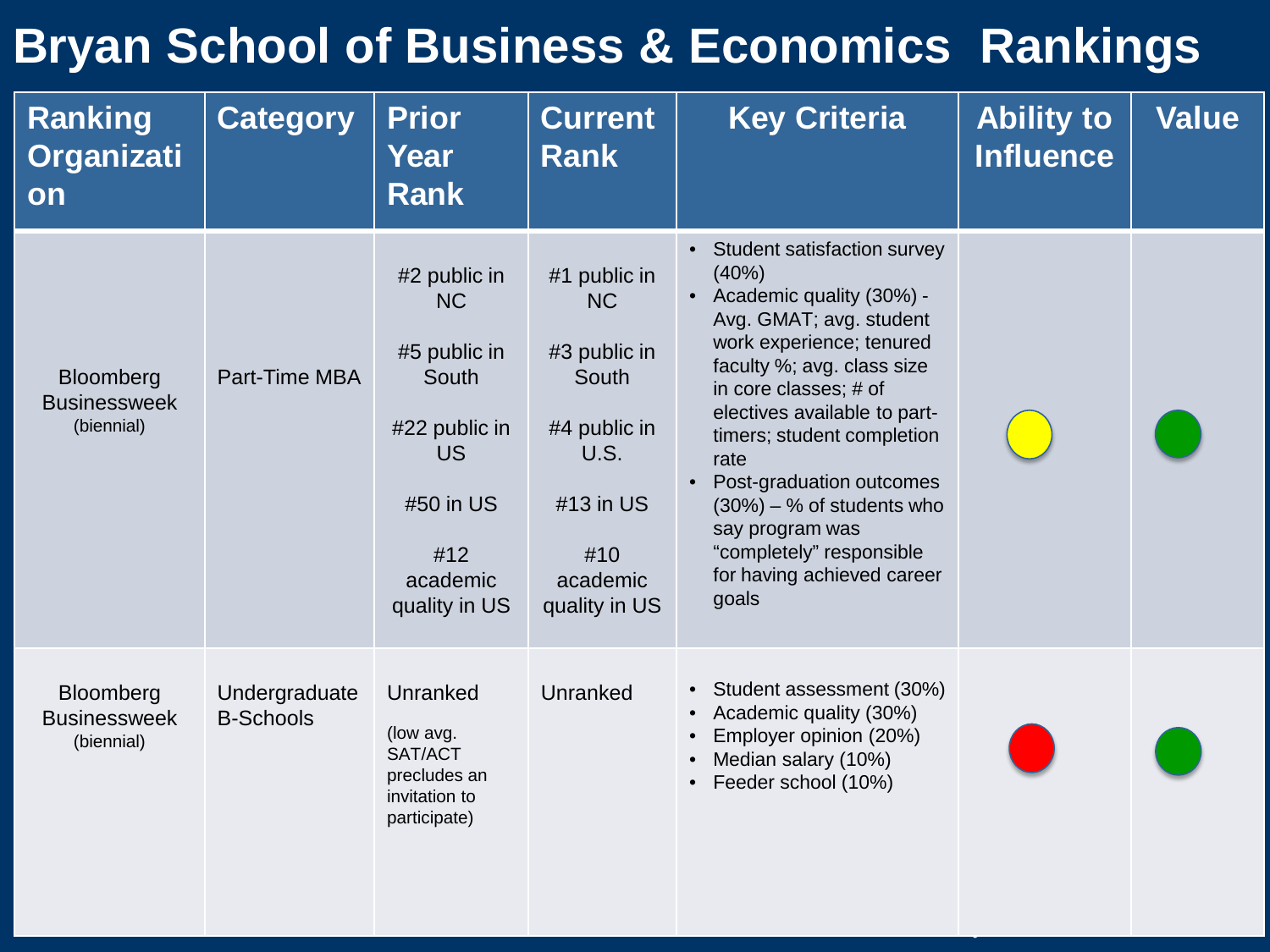# Bryan School of Business & Economics Rankings

| Ranking Organization | Category | Prior Year Rank | Current Rank | Key Criteria | Ability to Influence | Value |
|---|---|---|---|---|---|---|
| Bloomberg Businessweek (biennial) | Part-Time MBA | #2 public in NC<br><br>#5 public in South<br><br>#22 public in US<br><br>#50 in US<br><br>#12 academic quality in US | #1 public in NC<br><br>#3 public in South<br><br>#4 public in U.S.<br><br>#13 in US<br><br>#10 academic quality in US | • Student satisfaction survey (40%)<br>• Academic quality (30%) - Avg. GMAT; avg. student work experience; tenured faculty %; avg. class size in core classes; # of electives available to part-timers; student completion rate<br>• Post-graduation outcomes (30%) – % of students who say program was "completely" responsible for having achieved career goals | Yellow | Green |
| Bloomberg Businessweek (biennial) | Undergraduate B-Schools | Unranked<br><br>(low avg. SAT/ACT precludes an invitation to participate) | Unranked | • Student assessment (30%)<br>• Academic quality (30%)<br>• Employer opinion (20%)<br>• Median salary (10%)<br>• Feeder school (10%) | Red | Green |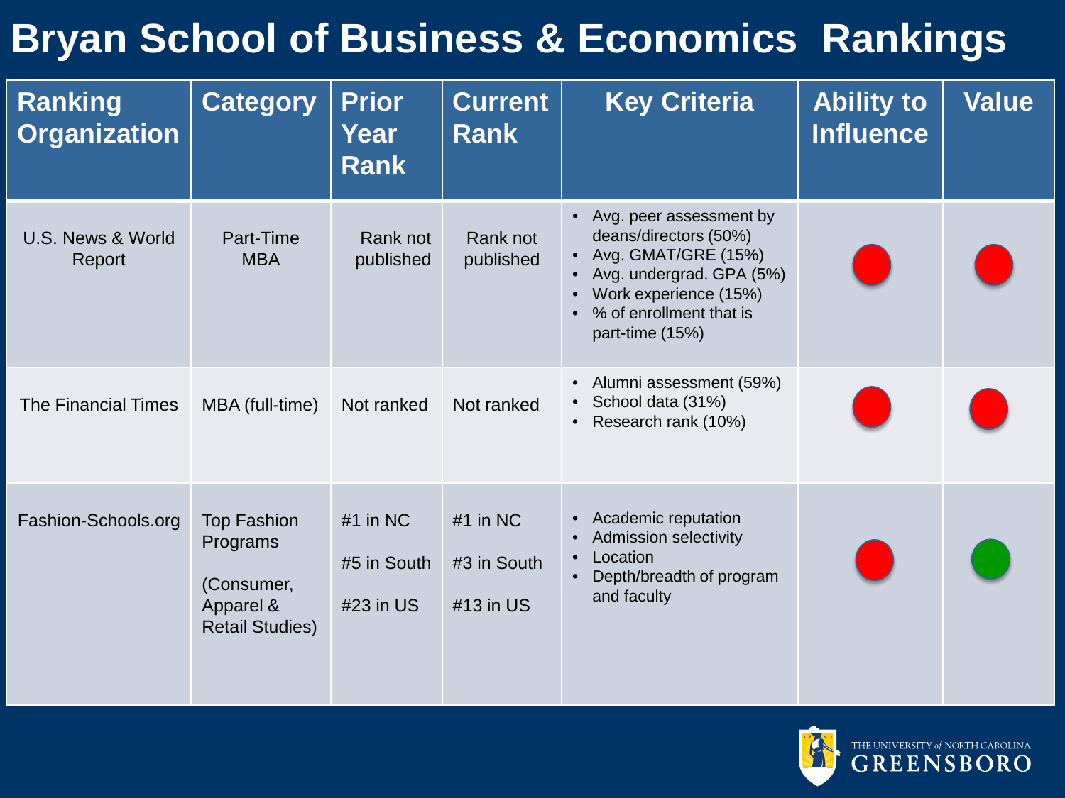# Bryan School of Business & Economics Rankings

| Ranking Organization | Category | Prior Year Rank | Current Rank | Key Criteria | Ability to Influence | Value |
|---|---|---|---|---|---|---|
| U.S. News & World Report | Part-Time MBA | Rank not published | Rank not published | • Avg. peer assessment by deans/directors (50%)<br>• Avg. GMAT/GRE (15%)<br>• Avg. undergrad. GPA (5%)<br>• Work experience (15%)<br>• % of enrollment that is part-time (15%) | Red | Red |
| The Financial Times | MBA (full-time) | Not ranked | Not ranked | • Alumni assessment (59%)<br>• School data (31%)<br>• Research rank (10%) | Red | Red |
| Fashion-Schools.org | Top Fashion Programs<br><br>(Consumer, Apparel & Retail Studies) | #1 in NC<br><br>#5 in South<br><br>#23 in US | #1 in NC<br><br>#3 in South<br><br>#13 in US | • Academic reputation<br>• Admission selectivity<br>• Location<br>• Depth/breadth of program and faculty | Red | Green |

THE UNIVERSITY *of* NORTH CAROLINA GREENSBORO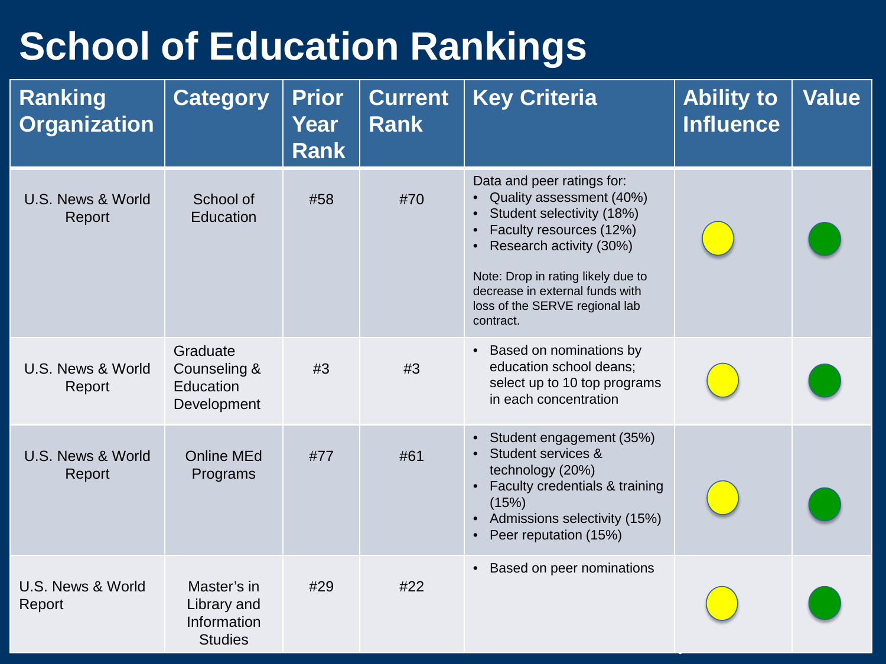# School of Education Rankings

| Ranking Organization | Category | Prior Year Rank | Current Rank | Key Criteria | Ability to Influence | Value |
|---|---|---|---|---|---|---|
| U.S. News & World Report | School of Education | #58 | #70 | Data and peer ratings for:<br>• Quality assessment (40%)<br>• Student selectivity (18%)<br>• Faculty resources (12%)<br>• Research activity (30%)<br><br>Note: Drop in rating likely due to decrease in external funds with loss of the SERVE regional lab contract. | Yellow | Green |
| U.S. News & World Report | Graduate Counseling & Education Development | #3 | #3 | • Based on nominations by education school deans; select up to 10 top programs in each concentration | Yellow | Green |
| U.S. News & World Report | Online MEd Programs | #77 | #61 | • Student engagement (35%)<br>• Student services & technology (20%)<br>• Faculty credentials & training (15%)<br>• Admissions selectivity (15%)<br>• Peer reputation (15%) | Yellow | Green |
| U.S. News & World Report | Master's in Library and Information Studies | #29 | #22 | • Based on peer nominations | Yellow | Green |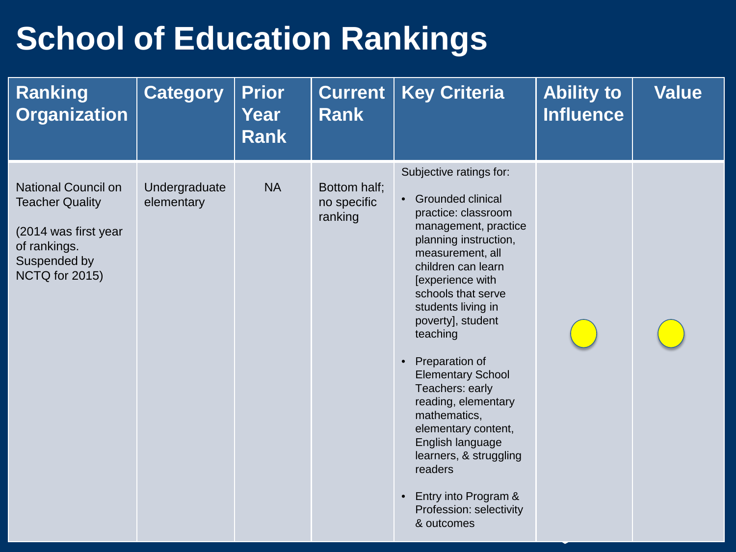# School of Education Rankings

| Ranking Organization | Category | Prior Year Rank | Current Rank | Key Criteria | Ability to Influence | Value |
|---|---|---|---|---|---|---|
| National Council on Teacher Quality<br><br>(2014 was first year of rankings. Suspended by NCTQ for 2015) | Undergraduate elementary | NA | Bottom half; no specific ranking | Subjective ratings for:<br><br>• Grounded clinical practice: classroom management, practice planning instruction, measurement, all children can learn [experience with schools that serve students living in poverty], student teaching<br><br>• Preparation of Elementary School Teachers: early reading, elementary mathematics, elementary content, English language learners, & struggling readers<br><br>• Entry into Program & Profession: selectivity & outcomes | | |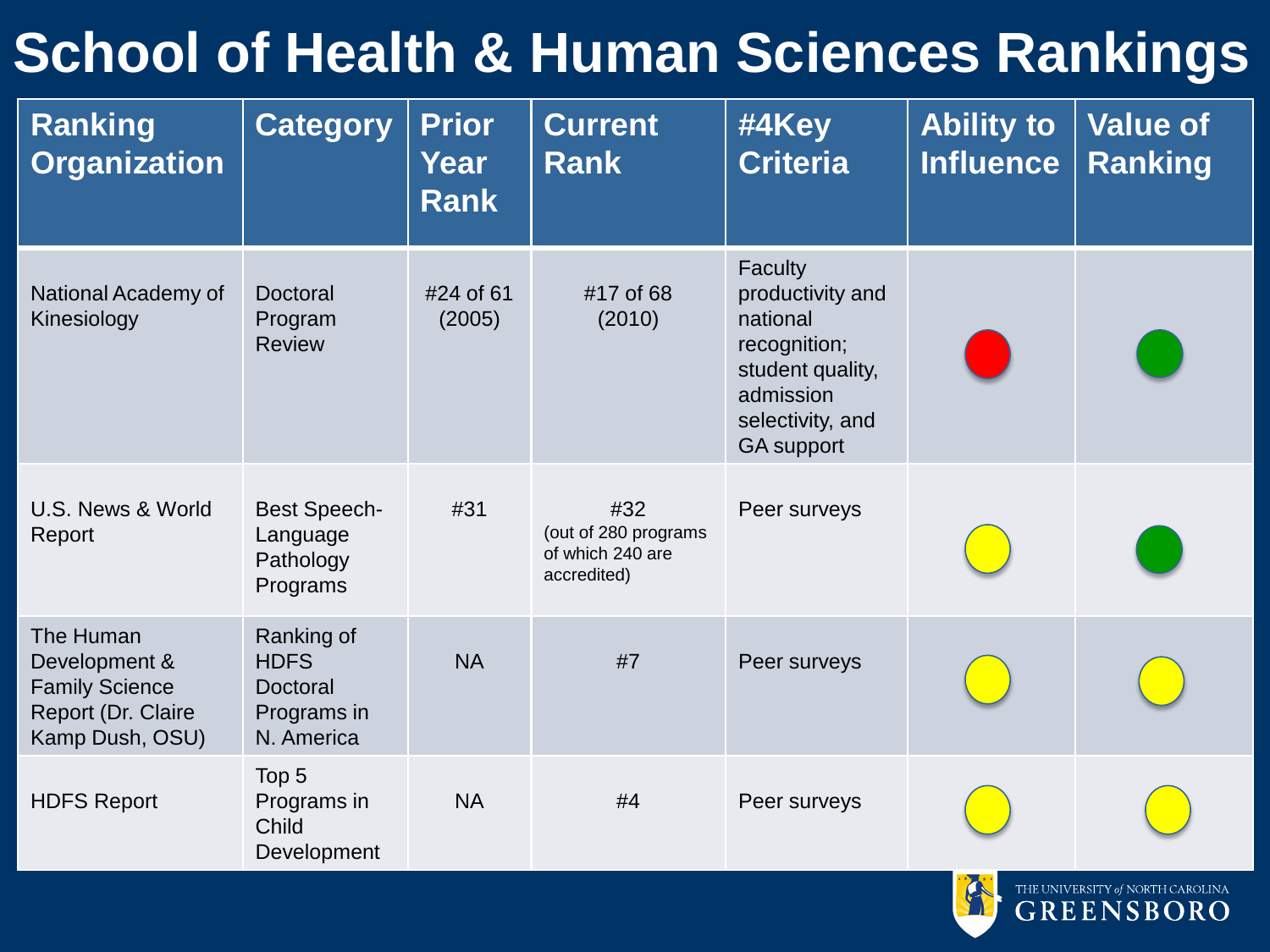# School of Health & Human Sciences Rankings

| Ranking Organization | Category | Prior Year Rank | Current Rank | #4Key Criteria | Ability to Influence | Value of Ranking |
|---|---|---|---|---|---|---|
| National Academy of Kinesiology | Doctoral Program Review | #24 of 61 (2005) | #17 of 68 (2010) | Faculty productivity and national recognition; student quality, admission selectivity, and GA support | Red | Green |
| U.S. News & World Report | Best Speech-Language Pathology Programs | #31 | #32 (out of 280 programs of which 240 are accredited) | Peer surveys | Yellow | Green |
| The Human Development & Family Science Report (Dr. Claire Kamp Dush, OSU) | Ranking of HDFS Doctoral Programs in N. America | NA | #7 | Peer surveys | Yellow | Yellow |
| HDFS Report | Top 5 Programs in Child Development | NA | #4 | Peer surveys | Yellow | Yellow |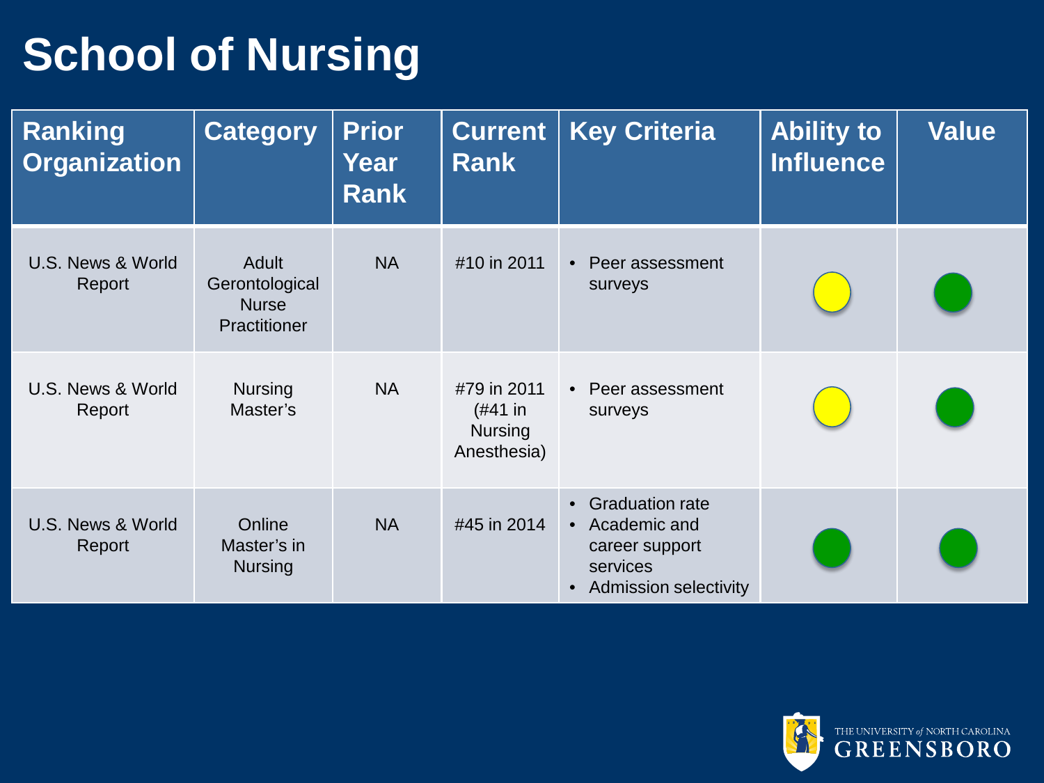# School of Nursing

| Ranking Organization | Category | Prior Year Rank | Current Rank | Key Criteria | Ability to Influence | Value |
|---|---|---|---|---|---|---|
| U.S. News & World Report | Adult Gerontological Nurse Practitioner | NA | #10 in 2011 | • Peer assessment surveys | Yellow | Green |
| U.S. News & World Report | Nursing Master's | NA | #79 in 2011 (#41 in Nursing Anesthesia) | • Peer assessment surveys | Yellow | Green |
| U.S. News & World Report | Online Master's in Nursing | NA | #45 in 2014 | • Graduation rate<br>• Academic and career support services<br>• Admission selectivity | Green | Green |

THE UNIVERSITY *of* NORTH CAROLINA GREENSBORO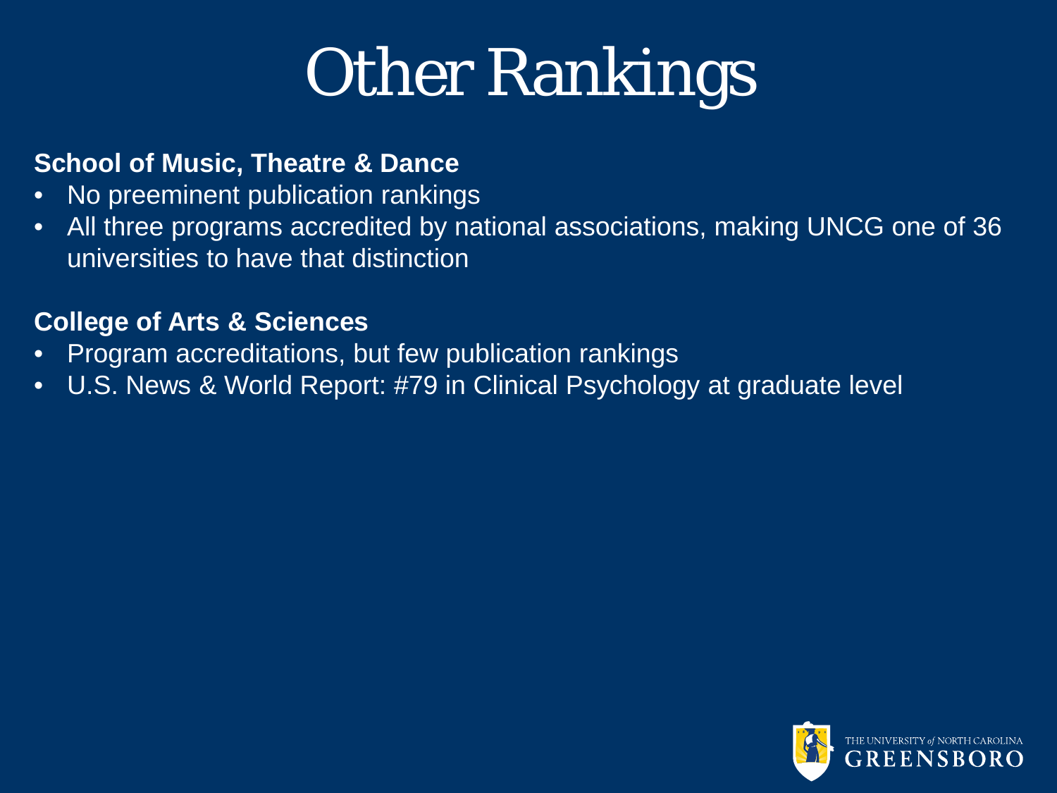# Other Rankings

**School of Music, Theatre & Dance**

- No preeminent publication rankings
- All three programs accredited by national associations, making UNCG one of 36 universities to have that distinction

**College of Arts & Sciences**

- Program accreditations, but few publication rankings
- U.S. News & World Report: #79 in Clinical Psychology at graduate level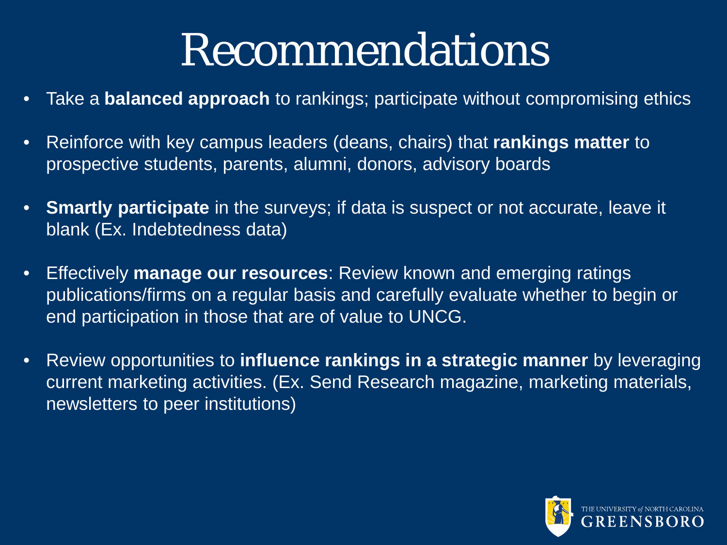# Recommendations

- Take a **balanced approach** to rankings; participate without compromising ethics
- Reinforce with key campus leaders (deans, chairs) that **rankings matter** to prospective students, parents, alumni, donors, advisory boards
- **Smartly participate** in the surveys; if data is suspect or not accurate, leave it blank (Ex. Indebtedness data)
- Effectively **manage our resources**: Review known and emerging ratings publications/firms on a regular basis and carefully evaluate whether to begin or end participation in those that are of value to UNCG.
- Review opportunities to **influence rankings in a strategic manner** by leveraging current marketing activities. (Ex. Send Research magazine, marketing materials, newsletters to peer institutions)

THE UNIVERSITY *of* NORTH CAROLINA
GREENSBORO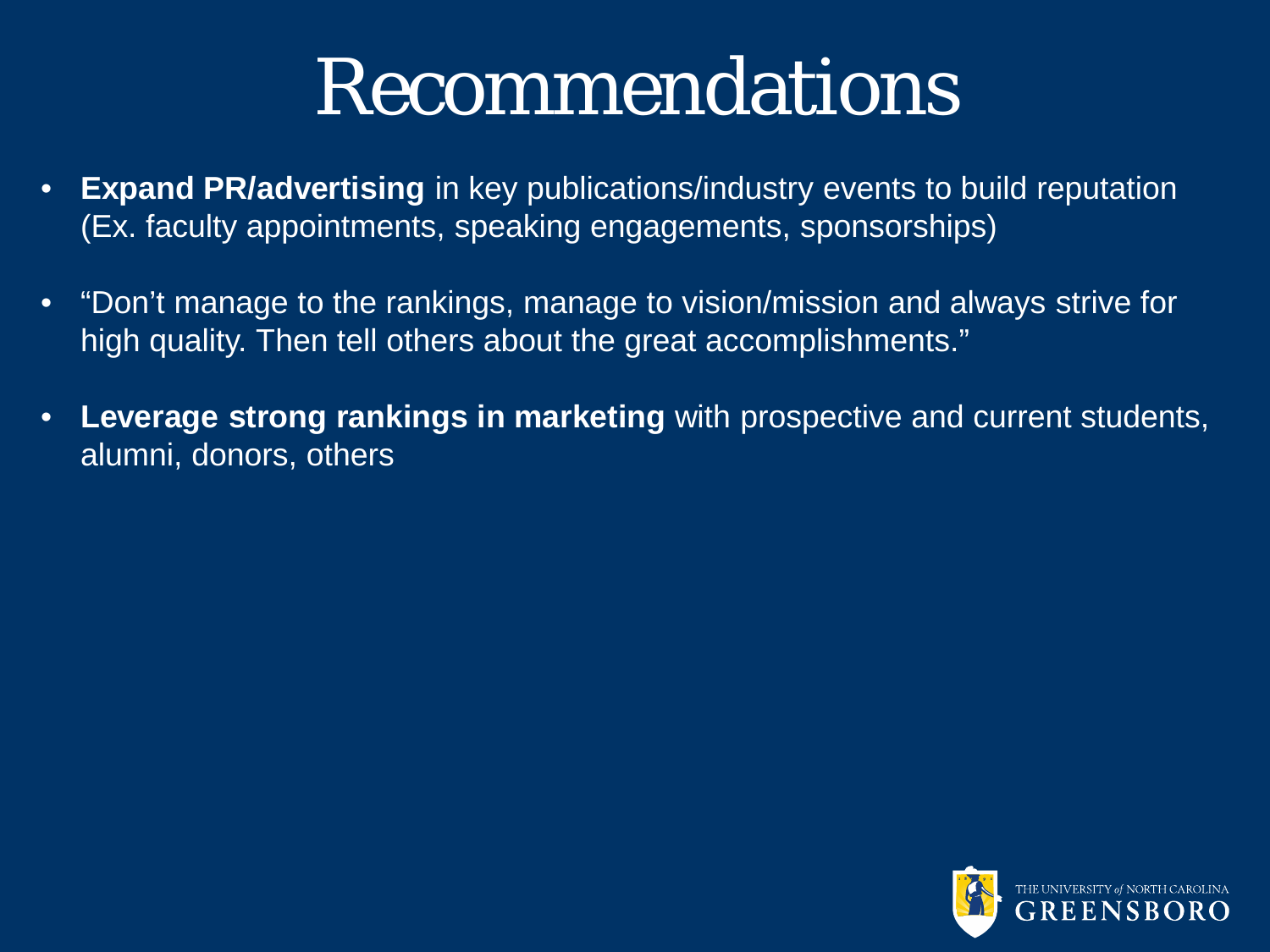# Recommendations

- **Expand PR/advertising** in key publications/industry events to build reputation (Ex. faculty appointments, speaking engagements, sponsorships)
- "Don't manage to the rankings, manage to vision/mission and always strive for high quality. Then tell others about the great accomplishments."
- **Leverage strong rankings in marketing** with prospective and current students, alumni, donors, others